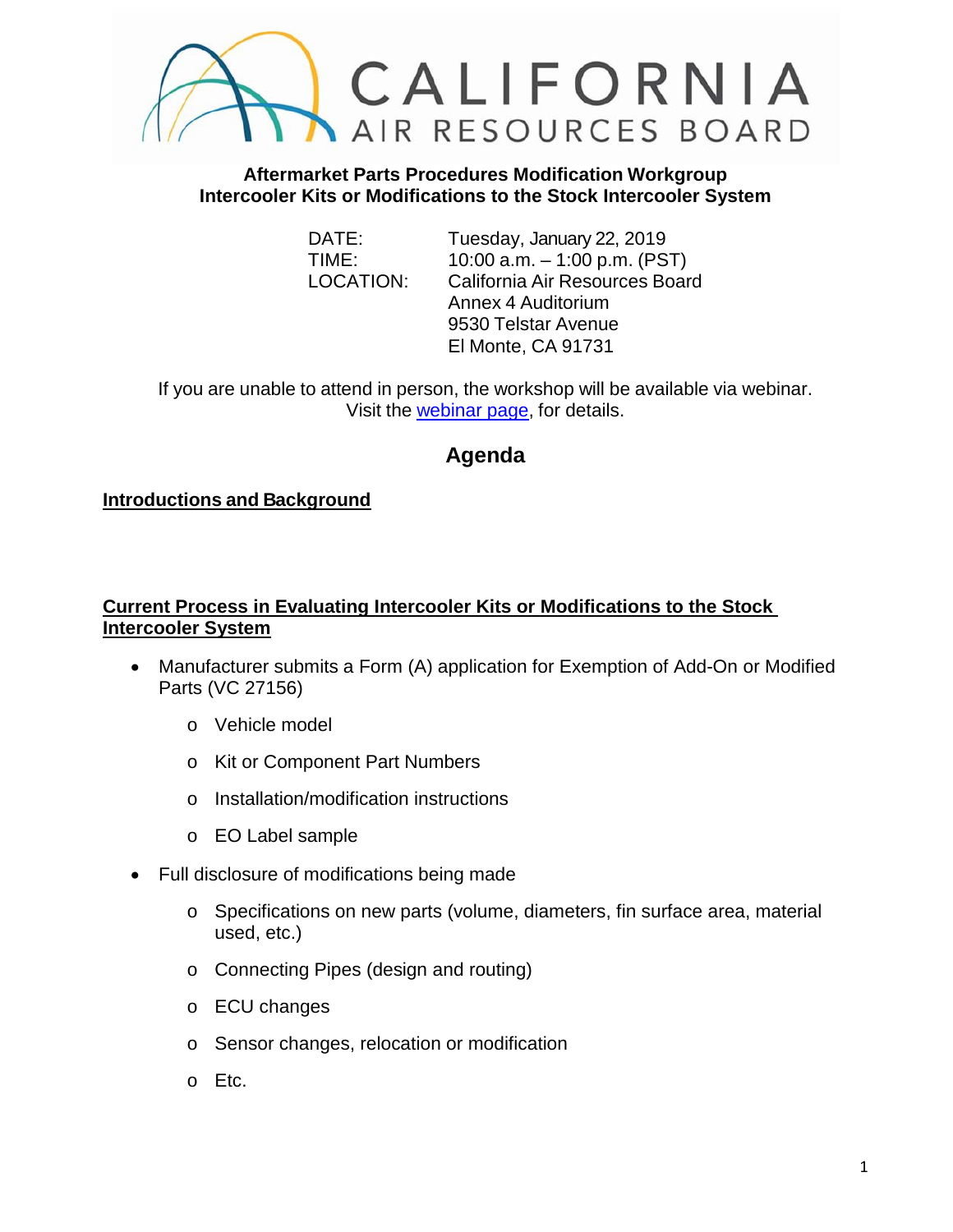# CALIFORNIA AIR RESOURCES BOARD

**Aftermarket Parts Procedures Modification Workgroup**
**Intercooler Kits or Modifications to the Stock Intercooler System**

| | |
|---|---|
| DATE: | Tuesday, January 22, 2019 |
| TIME: | 10:00 a.m. – 1:00 p.m. (PST) |
| LOCATION: | California Air Resources Board<br>Annex 4 Auditorium<br>9530 Telstar Avenue<br>El Monte, CA 91731 |

If you are unable to attend in person, the workshop will be available via webinar. Visit the webinar page, for details.

## Agenda

### Introductions and Background

### Current Process in Evaluating Intercooler Kits or Modifications to the Stock Intercooler System

- Manufacturer submits a Form (A) application for Exemption of Add-On or Modified Parts (VC 27156)
  - Vehicle model
  - Kit or Component Part Numbers
  - Installation/modification instructions
  - EO Label sample
- Full disclosure of modifications being made
  - Specifications on new parts (volume, diameters, fin surface area, material used, etc.)
  - Connecting Pipes (design and routing)
  - ECU changes
  - Sensor changes, relocation or modification
  - Etc.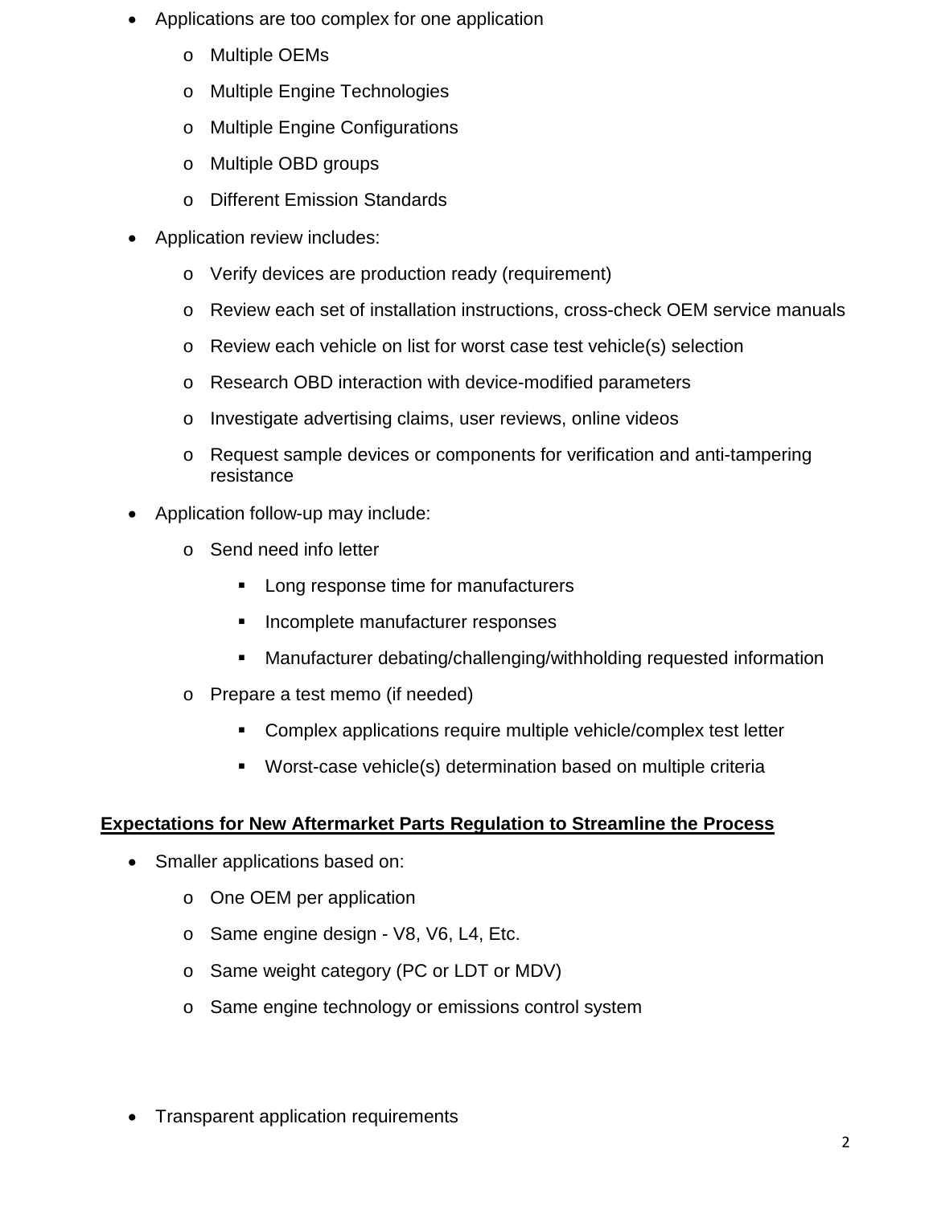- Applications are too complex for one application
  - Multiple OEMs
  - Multiple Engine Technologies
  - Multiple Engine Configurations
  - Multiple OBD groups
  - Different Emission Standards
- Application review includes:
  - Verify devices are production ready (requirement)
  - Review each set of installation instructions, cross-check OEM service manuals
  - Review each vehicle on list for worst case test vehicle(s) selection
  - Research OBD interaction with device-modified parameters
  - Investigate advertising claims, user reviews, online videos
  - Request sample devices or components for verification and anti-tampering resistance
- Application follow-up may include:
  - Send need info letter
    - Long response time for manufacturers
    - Incomplete manufacturer responses
    - Manufacturer debating/challenging/withholding requested information
  - Prepare a test memo (if needed)
    - Complex applications require multiple vehicle/complex test letter
    - Worst-case vehicle(s) determination based on multiple criteria

**Expectations for New Aftermarket Parts Regulation to Streamline the Process**

- Smaller applications based on:
  - One OEM per application
  - Same engine design - V8, V6, L4, Etc.
  - Same weight category (PC or LDT or MDV)
  - Same engine technology or emissions control system
- Transparent application requirements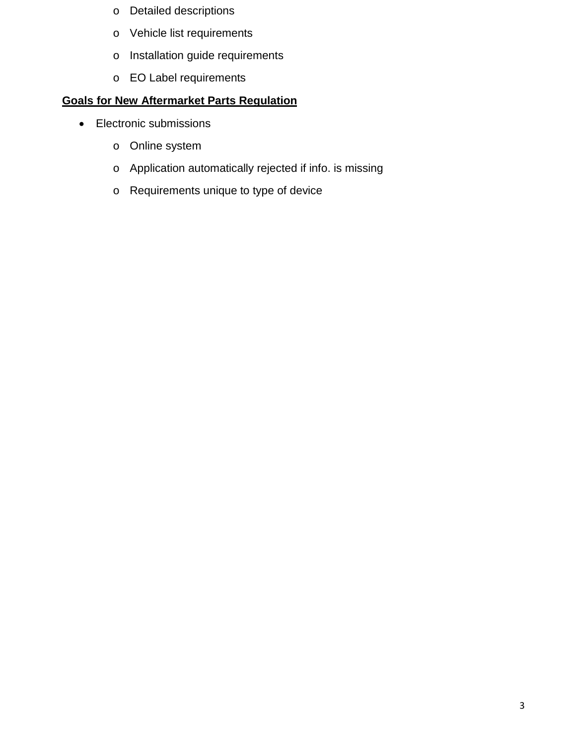- Detailed descriptions
  - Vehicle list requirements
  - Installation guide requirements
  - EO Label requirements

**<u>Goals for New Aftermarket Parts Regulation</u>**

- Electronic submissions
  - Online system
  - Application automatically rejected if info. is missing
  - Requirements unique to type of device